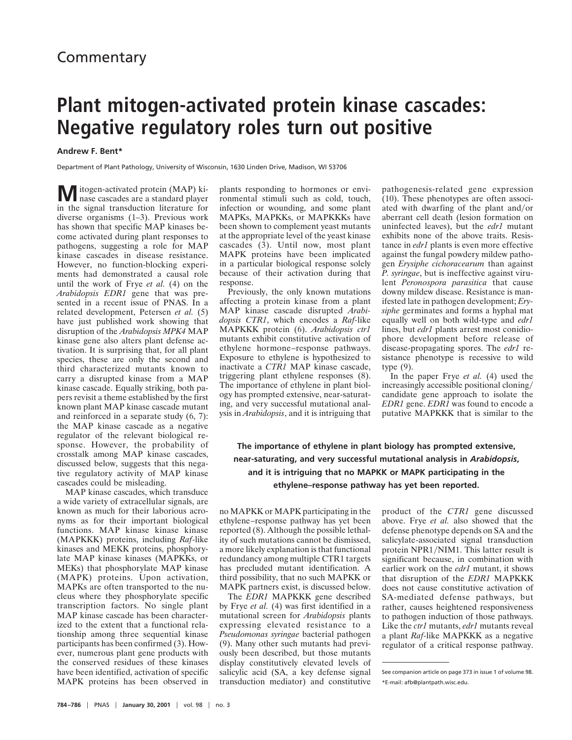Commentary

# Plant mitogen-activated protein kinase cascades: Negative regulatory roles turn out positive

**Andrew F. Bent***

Department of Plant Pathology, University of Wisconsin, 1630 Linden Drive, Madison, WI 53706

Mitogen-activated protein (MAP) kinase cascades are a standard player in the signal transduction literature for diverse organisms (1–3). Previous work has shown that specific MAP kinases become activated during plant responses to pathogens, suggesting a role for MAP kinase cascades in disease resistance. However, no function-blocking experiments had demonstrated a causal role until the work of Frye *et al.* (4) on the *Arabidopsis EDR1* gene that was presented in a recent issue of PNAS. In a related development, Petersen *et al.* (5) have just published work showing that disruption of the *Arabidopsis MPK4* MAP kinase gene also alters plant defense activation. It is surprising that, for all plant species, these are only the second and third characterized mutants known to carry a disrupted kinase from a MAP kinase cascade. Equally striking, both papers revisit a theme established by the first known plant MAP kinase cascade mutant and reinforced in a separate study (6, 7): the MAP kinase cascade as a negative regulator of the relevant biological response. However, the probability of crosstalk among MAP kinase cascades, discussed below, suggests that this negative regulatory activity of MAP kinase cascades could be misleading.

MAP kinase cascades, which transduce a wide variety of extracellular signals, are known as much for their laborious acronyms as for their important biological functions. MAP kinase kinase kinase (MAPKKK) proteins, including *Raf*-like kinases and MEKK proteins, phosphorylate MAP kinase kinases (MAPKKs, or MEKs) that phosphorylate MAP kinase (MAPK) proteins. Upon activation, MAPKs are often transported to the nucleus where they phosphorylate specific transcription factors. No single plant MAP kinase cascade has been characterized to the extent that a functional relationship among three sequential kinase participants has been confirmed (3). However, numerous plant gene products with the conserved residues of these kinases have been identified, activation of specific MAPK proteins has been observed in plants responding to hormones or environmental stimuli such as cold, touch, infection or wounding, and some plant MAPKs, MAPKKs, or MAPKKKs have been shown to complement yeast mutants at the appropriate level of the yeast kinase cascades (3). Until now, most plant MAPK proteins have been implicated in a particular biological response solely because of their activation during that response.

Previously, the only known mutations affecting a protein kinase from a plant MAP kinase cascade disrupted *Arabidopsis CTR1*, which encodes a *Raf*-like MAPKKK protein (6). *Arabidopsis ctr1* mutants exhibit constitutive activation of ethylene hormone–response pathways. Exposure to ethylene is hypothesized to inactivate a *CTR1* MAP kinase cascade, triggering plant ethylene responses (8). The importance of ethylene in plant biology has prompted extensive, near-saturating, and very successful mutational analysis in *Arabidopsis*, and it is intriguing that no MAPKK or MAPK participating in the ethylene–response pathway has yet been reported (8). Although the possible lethality of such mutations cannot be dismissed, a more likely explanation is that functional redundancy among multiple CTR1 targets has precluded mutant identification. A third possibility, that no such MAPKK or MAPK partners exist, is discussed below.

**The importance of ethylene in plant biology has prompted extensive, near-saturating, and very successful mutational analysis in *Arabidopsis*, and it is intriguing that no MAPKK or MAPK participating in the ethylene–response pathway has yet been reported.**

The *EDR1* MAPKKK gene described by Frye *et al.* (4) was first identified in a mutational screen for *Arabidopsis* plants expressing elevated resistance to a *Pseudomonas syringae* bacterial pathogen (9). Many other such mutants had previously been described, but those mutants display constitutively elevated levels of salicylic acid (SA, a key defense signal transduction mediator) and constitutive pathogenesis-related gene expression (10). These phenotypes are often associated with dwarfing of the plant and/or aberrant cell death (lesion formation on uninfected leaves), but the *edr1* mutant exhibits none of the above traits. Resistance in *edr1* plants is even more effective against the fungal powdery mildew pathogen *Erysiphe cichoracearum* than against *P. syringae*, but is ineffective against virulent *Peronospora parasitica* that cause downy mildew disease. Resistance is manifested late in pathogen development; *Erysiphe* germinates and forms a hyphal mat equally well on both wild-type and *edr1* lines, but *edr1* plants arrest most conidiophore development before release of disease-propagating spores. The *edr1* resistance phenotype is recessive to wild type (9).

In the paper Frye *et al.* (4) used the increasingly accessible positional cloning/candidate gene approach to isolate the *EDR1* gene. *EDR1* was found to encode a putative MAPKKK that is similar to the product of the *CTR1* gene discussed above. Frye *et al.* also showed that the defense phenotype depends on SA and the salicylate-associated signal transduction protein NPR1/NIM1. This latter result is significant because, in combination with earlier work on the *edr1* mutant, it shows that disruption of the *EDR1* MAPKKK does not cause constitutive activation of SA-mediated defense pathways, but rather, causes heightened responsiveness to pathogen induction of those pathways. Like the *ctr1* mutants, *edr1* mutants reveal a plant *Raf*-like MAPKKK as a negative regulator of a critical response pathway.

See companion article on page 373 in issue 1 of volume 98.

*E-mail: afb@plantpath.wisc.edu.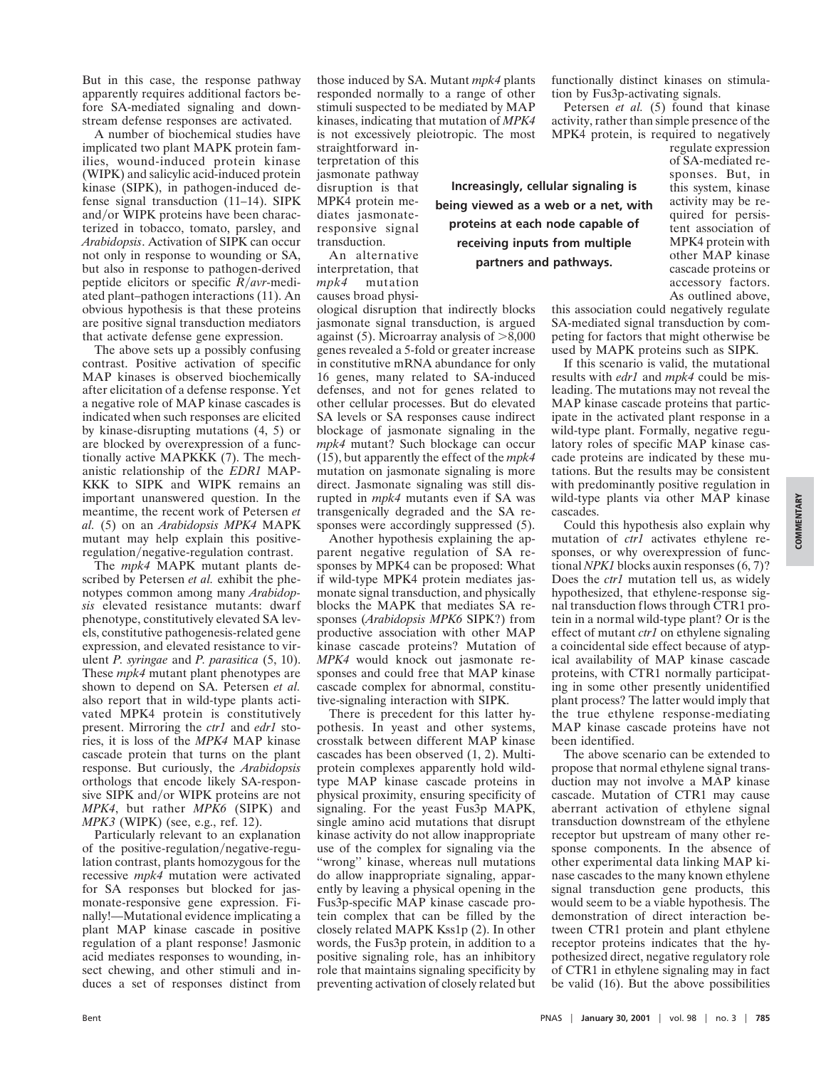But in this case, the response pathway apparently requires additional factors before SA-mediated signaling and downstream defense responses are activated.

A number of biochemical studies have implicated two plant MAPK protein families, wound-induced protein kinase (WIPK) and salicylic acid-induced protein kinase (SIPK), in pathogen-induced defense signal transduction (11–14). SIPK and/or WIPK proteins have been characterized in tobacco, tomato, parsley, and *Arabidopsis*. Activation of SIPK can occur not only in response to wounding or SA, but also in response to pathogen-derived peptide elicitors or specific *R*/*avr*-mediated plant–pathogen interactions (11). An obvious hypothesis is that these proteins are positive signal transduction mediators that activate defense gene expression.

The above sets up a possibly confusing contrast. Positive activation of specific MAP kinases is observed biochemically after elicitation of a defense response. Yet a negative role of MAP kinase cascades is indicated when such responses are elicited by kinase-disrupting mutations (4, 5) or are blocked by overexpression of a functionally active MAPKKK (7). The mechanistic relationship of the *EDR1* MAPKKK to SIPK and WIPK remains an important unanswered question. In the meantime, the recent work of Petersen *et al.* (5) on an *Arabidopsis MPK4* MAPK mutant may help explain this positive-regulation/negative-regulation contrast.

The *mpk4* MAPK mutant plants described by Petersen *et al.* exhibit the phenotypes common among many *Arabidopsis* elevated resistance mutants: dwarf phenotype, constitutively elevated SA levels, constitutive pathogenesis-related gene expression, and elevated resistance to virulent *P. syringae* and *P. parasitica* (5, 10). These *mpk4* mutant plant phenotypes are shown to depend on SA. Petersen *et al.* also report that in wild-type plants activated MPK4 protein is constitutively present. Mirroring the *ctr1* and *edr1* stories, it is loss of the *MPK4* MAP kinase cascade protein that turns on the plant response. But curiously, the *Arabidopsis* orthologs that encode likely SA-responsive SIPK and/or WIPK proteins are not *MPK4*, but rather *MPK6* (SIPK) and *MPK3* (WIPK) (see, e.g., ref. 12).

Particularly relevant to an explanation of the positive-regulation/negative-regulation contrast, plants homozygous for the recessive *mpk4* mutation were activated for SA responses but blocked for jasmonate-responsive gene expression. Finally!—Mutational evidence implicating a plant MAP kinase cascade in positive regulation of a plant response! Jasmonic acid mediates responses to wounding, insect chewing, and other stimuli and induces a set of responses distinct from those induced by SA. Mutant *mpk4* plants responded normally to a range of other stimuli suspected to be mediated by MAP kinases, indicating that mutation of *MPK4* is not excessively pleiotropic. The most straightforward interpretation of this jasmonate pathway disruption is that MPK4 protein mediates jasmonate-responsive signal transduction.

**Increasingly, cellular signaling is being viewed as a web or a net, with proteins at each node capable of receiving inputs from multiple partners and pathways.**

An alternative interpretation, that *mpk4* mutation causes broad physiological disruption that indirectly blocks jasmonate signal transduction, is argued against (5). Microarray analysis of >8,000 genes revealed a 5-fold or greater increase in constitutive mRNA abundance for only 16 genes, many related to SA-induced defenses, and not for genes related to other cellular processes. But do elevated SA levels or SA responses cause indirect blockage of jasmonate signaling in the *mpk4* mutant? Such blockage can occur (15), but apparently the effect of the *mpk4* mutation on jasmonate signaling is more direct. Jasmonate signaling was still disrupted in *mpk4* mutants even if SA was transgenically degraded and the SA responses were accordingly suppressed (5).

Another hypothesis explaining the apparent negative regulation of SA responses by MPK4 can be proposed: What if wild-type MPK4 protein mediates jasmonate signal transduction, and physically blocks the MAPK that mediates SA responses (*Arabidopsis MPK6* SIPK?) from productive association with other MAP kinase cascade proteins? Mutation of *MPK4* would knock out jasmonate responses and could free that MAP kinase cascade complex for abnormal, constitutive-signaling interaction with SIPK.

There is precedent for this latter hypothesis. In yeast and other systems, crosstalk between different MAP kinase cascades has been observed (1, 2). Multiprotein complexes apparently hold wild-type MAP kinase cascade proteins in physical proximity, ensuring specificity of signaling. For the yeast Fus3p MAPK, single amino acid mutations that disrupt kinase activity do not allow inappropriate use of the complex for signaling via the "wrong" kinase, whereas null mutations do allow inappropriate signaling, apparently by leaving a physical opening in the Fus3p-specific MAP kinase cascade protein complex that can be filled by the closely related MAPK Kss1p (2). In other words, the Fus3p protein, in addition to a positive signaling role, has an inhibitory role that maintains signaling specificity by preventing activation of closely related but functionally distinct kinases on stimulation by Fus3p-activating signals.

Petersen *et al.* (5) found that kinase activity, rather than simple presence of the MPK4 protein, is required to negatively regulate expression of SA-mediated responses. But, in this system, kinase activity may be required for persistent association of MPK4 protein with other MAP kinase cascade proteins or accessory factors. As outlined above, this association could negatively regulate SA-mediated signal transduction by competing for factors that might otherwise be used by MAPK proteins such as SIPK.

If this scenario is valid, the mutational results with *edr1* and *mpk4* could be misleading. The mutations may not reveal the MAP kinase cascade proteins that participate in the activated plant response in a wild-type plant. Formally, negative regulatory roles of specific MAP kinase cascade proteins are indicated by these mutations. But the results may be consistent with predominantly positive regulation in wild-type plants via other MAP kinase cascades.

Could this hypothesis also explain why mutation of *ctr1* activates ethylene responses, or why overexpression of functional *NPK1* blocks auxin responses (6, 7)? Does the *ctr1* mutation tell us, as widely hypothesized, that ethylene-response signal transduction flows through CTR1 protein in a normal wild-type plant? Or is the effect of mutant *ctr1* on ethylene signaling a coincidental side effect because of atypical availability of MAP kinase cascade proteins, with CTR1 normally participating in some other presently unidentified plant process? The latter would imply that the true ethylene response-mediating MAP kinase cascade proteins have not been identified.

The above scenario can be extended to propose that normal ethylene signal transduction may not involve a MAP kinase cascade. Mutation of CTR1 may cause aberrant activation of ethylene signal transduction downstream of the ethylene receptor but upstream of many other response components. In the absence of other experimental data linking MAP kinase cascades to the many known ethylene signal transduction gene products, this would seem to be a viable hypothesis. The demonstration of direct interaction between CTR1 protein and plant ethylene receptor proteins indicates that the hypothesized direct, negative regulatory role of CTR1 in ethylene signaling may in fact be valid (16). But the above possibilities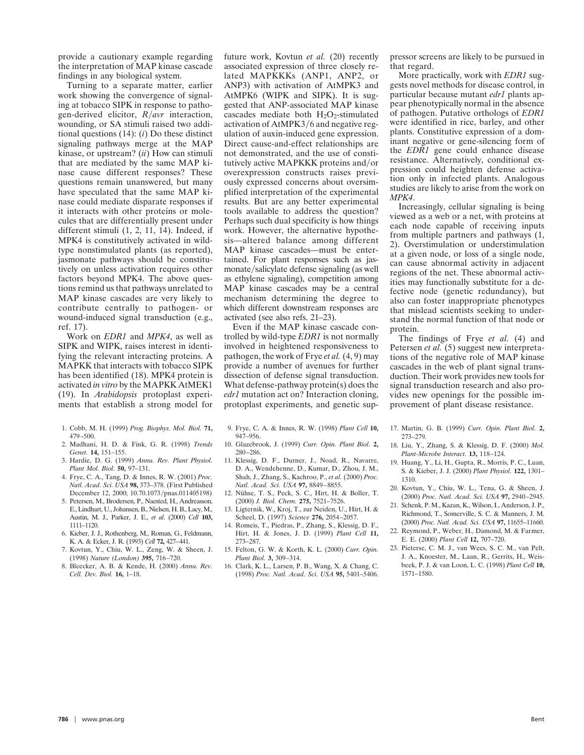provide a cautionary example regarding the interpretation of MAP kinase cascade findings in any biological system.

Turning to a separate matter, earlier work showing the convergence of signaling at tobacco SIPK in response to pathogen-derived elicitor, *R*/*avr* interaction, wounding, or SA stimuli raised two additional questions (14): (*i*) Do these distinct signaling pathways merge at the MAP kinase, or upstream? (*ii*) How can stimuli that are mediated by the same MAP kinase cause different responses? These questions remain unanswered, but many have speculated that the same MAP kinase could mediate disparate responses if it interacts with other proteins or molecules that are differentially present under different stimuli (1, 2, 11, 14). Indeed, if MPK4 is constitutively activated in wild-type nonstimulated plants (as reported), jasmonate pathways should be constitutively on unless activation requires other factors beyond MPK4. The above questions remind us that pathways unrelated to MAP kinase cascades are very likely to contribute centrally to pathogen- or wound-induced signal transduction (e.g., ref. 17).

Work on *EDR1* and *MPK4*, as well as SIPK and WIPK, raises interest in identifying the relevant interacting proteins. A MAPKK that interacts with tobacco SIPK has been identified (18). MPK4 protein is activated *in vitro* by the MAPKK AtMEK1 (19). In *Arabidopsis* protoplast experiments that establish a strong model for future work, Kovtun *et al.* (20) recently associated expression of three closely related MAPKKKs (ANP1, ANP2, or ANP3) with activation of AtMPK3 and AtMPK6 (WIPK and SIPK). It is suggested that ANP-associated MAP kinase cascades mediate both $H_2O_2$-stimulated activation of AtMPK3/6 and negative regulation of auxin-induced gene expression. Direct cause-and-effect relationships are not demonstrated, and the use of constitutively active MAPKKK proteins and/or overexpression constructs raises previously expressed concerns about oversimplified interpretation of the experimental results. But are any better experimental tools available to address the question? Perhaps such dual specificity is how things work. However, the alternative hypothesis—altered balance among different MAP kinase cascades—must be entertained. For plant responses such as jasmonate/salicylate defense signaling (as well as ethylene signaling), competition among MAP kinase cascades may be a central mechanism determining the degree to which different downstream responses are activated (see also refs. 21–23).

Even if the MAP kinase cascade controlled by wild-type *EDR1* is not normally involved in heightened responsiveness to pathogen, the work of Frye *et al.* (4, 9) may provide a number of avenues for further dissection of defense signal transduction. What defense-pathway protein(s) does the *edr1* mutation act on? Interaction cloning, protoplast experiments, and genetic suppressor screens are likely to be pursued in that regard.

More practically, work with *EDR1* suggests novel methods for disease control, in particular because mutant *edr1* plants appear phenotypically normal in the absence of pathogen. Putative orthologs of *EDR1* were identified in rice, barley, and other plants. Constitutive expression of a dominant negative or gene-silencing form of the *EDR1* gene could enhance disease resistance. Alternatively, conditional expression could heighten defense activation only in infected plants. Analogous studies are likely to arise from the work on *MPK4*.

Increasingly, cellular signaling is being viewed as a web or a net, with proteins at each node capable of receiving inputs from multiple partners and pathways (1, 2). Overstimulation or understimulation at a given node, or loss of a single node, can cause abnormal activity in adjacent regions of the net. These abnormal activities may functionally substitute for a defective node (genetic redundancy), but also can foster inappropriate phenotypes that mislead scientists seeking to understand the normal function of that node or protein.

The findings of Frye *et al.* (4) and Petersen *et al.* (5) suggest new interpretations of the negative role of MAP kinase cascades in the web of plant signal transduction. Their work provides new tools for signal transduction research and also provides new openings for the possible improvement of plant disease resistance.

1. Cobb, M. H. (1999) *Prog. Biophys. Mol. Biol.* **71,** 479–500.
2. Madhani, H. D. & Fink, G. R. (1998) *Trends Genet.* **14,** 151–155.
3. Hardie, D. G. (1999) *Annu. Rev. Plant Physiol. Plant Mol. Biol.* **50,** 97–131.
4. Frye, C. A., Tang, D. & Innes, R. W. (2001) *Proc. Natl. Acad. Sci. USA* **98,** 373–378. (First Published December 12, 2000; 10.70.1073/pnas.011405198)
5. Petersen, M., Brodersen, P., Naested, H., Andreasson, E., Lindhart, U., Johansen, B., Nielsen, H. B., Lacy, M., Austin, M. J., Parker, J. E., *et al.* (2000) *Cell* **103,** 1111–1120.
6. Kieber, J. J., Rothenberg, M., Roman, G., Feldmann, K. A. & Ecker, J. R. (1993) *Cell* **72,** 427–441.
7. Kovtun, Y., Chiu, W. L., Zeng, W. & Sheen, J. (1998) *Nature (London)* **395,** 716–720.
8. Bleecker, A. B. & Kende, H. (2000) *Annu. Rev. Cell. Dev. Biol.* **16,** 1–18.
9. Frye, C. A. & Innes, R. W. (1998) *Plant Cell* **10,** 947–956.
10. Glazebrook, J. (1999) *Curr. Opin. Plant Biol.* **2,** 280–286.
11. Klessig, D. F., Durner, J., Noad, R., Navarre, D. A., Wendehenne, D., Kumar, D., Zhou, J. M., Shah, J., Zhang, S., Kachroo, P., *et al.* (2000) *Proc. Natl. Acad. Sci. USA* **97,** 8849–8855.
12. Nühse, T. S., Peck, S. C., Hirt, H. & Boller, T. (2000) *J. Biol. Chem.* **275,** 7521–7526.
13. Ligternik, W., Kroj, T., zur Neiden, U., Hirt, H. & Scheel, D. (1997) *Science* **276,** 2054–2057.
14. Romeis, T., Piedras, P., Zhang, S., Klessig, D. F., Hirt, H. & Jones, J. D. (1999) *Plant Cell* **11,** 273–287.
15. Felton, G. W. & Korth, K. L. (2000) *Curr. Opin. Plant Biol.* **3,** 309–314.
16. Clark, K. L., Larsen, P. B., Wang, X. & Chang, C. (1998) *Proc. Natl. Acad. Sci. USA* **95,** 5401–5406.
17. Martin, G. B. (1999) *Curr. Opin. Plant Biol.* **2,** 273–279.
18. Liu, Y., Zhang, S. & Klessig, D. F. (2000) *Mol. Plant-Microbe Interact.* **13,** 118–124.
19. Huang, Y., Li, H., Gupta, R., Morris, P. C., Luan, S. & Kieber, J. J. (2000) *Plant Physiol.* **122,** 1301–1310.
20. Kovtun, Y., Chiu, W. L., Tena, G. & Sheen, J. (2000) *Proc. Natl. Acad. Sci. USA* **97,** 2940–2945.
21. Schenk, P. M., Kazan, K., Wilson, I., Anderson, J. P., Richmond, T., Somerville, S. C. & Manners, J. M. (2000) *Proc. Natl. Acad. Sci. USA* **97,** 11655–11660.
22. Reymond, P., Weber, H., Damond, M. & Farmer, E. E. (2000) *Plant Cell* **12,** 707–720.
23. Pieterse, C. M. J., van Wees, S. C. M., van Pelt, J. A., Knoester, M., Laan, R., Gerrits, H., Weisbeek, P. J. & van Loon, L. C. (1998) *Plant Cell* **10,** 1571–1580.